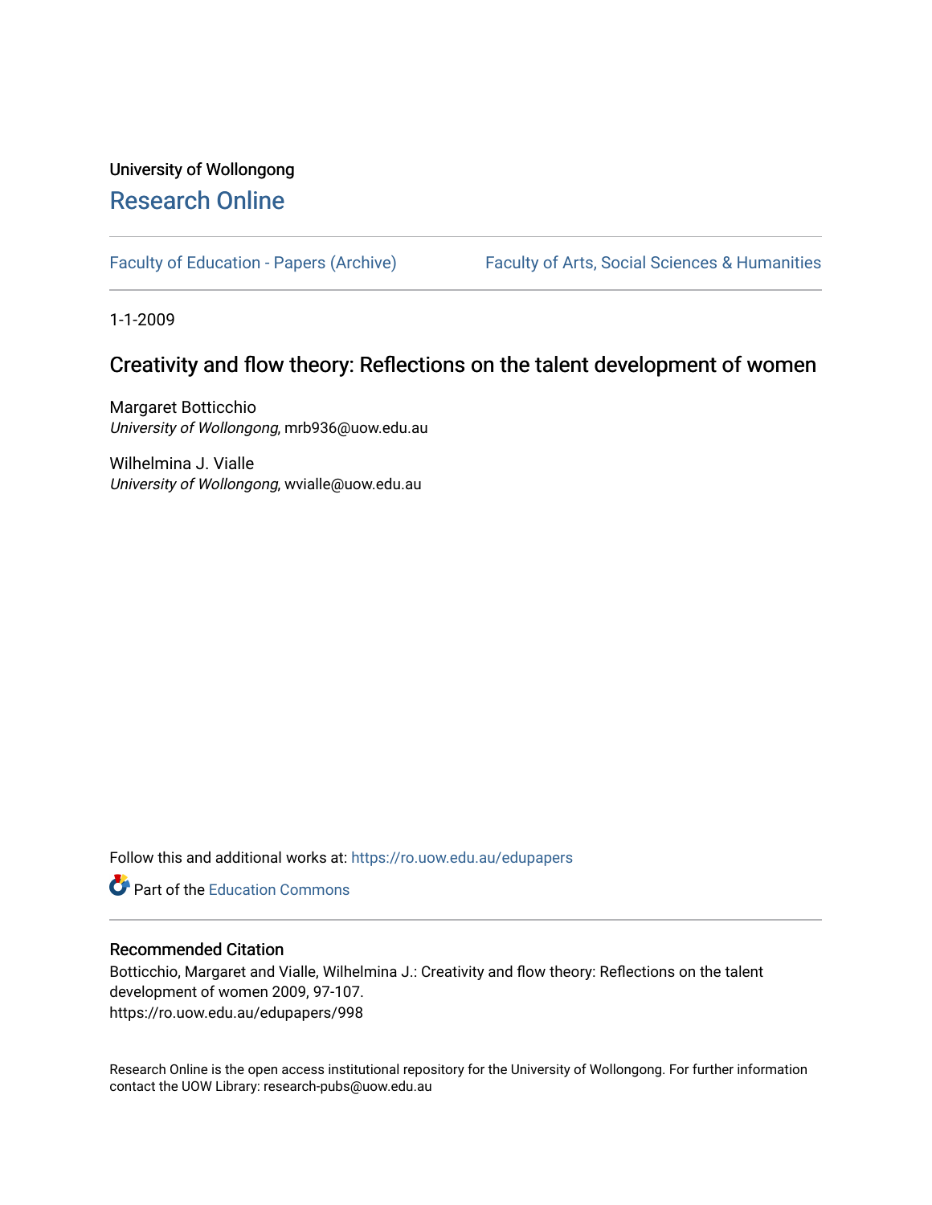University of Wollongong

# Research Online

Faculty of Education - Papers (Archive) | Faculty of Arts, Social Sciences & Humanities

1-1-2009

## Creativity and flow theory: Reflections on the talent development of women

Margaret Botticchio
*University of Wollongong*, mrb936@uow.edu.au

Wilhelmina J. Vialle
*University of Wollongong*, wvialle@uow.edu.au

Follow this and additional works at: https://ro.uow.edu.au/edupapers

Part of the Education Commons

### Recommended Citation

Botticchio, Margaret and Vialle, Wilhelmina J.: Creativity and flow theory: Reflections on the talent development of women 2009, 97-107.
https://ro.uow.edu.au/edupapers/998

Research Online is the open access institutional repository for the University of Wollongong. For further information contact the UOW Library: research-pubs@uow.edu.au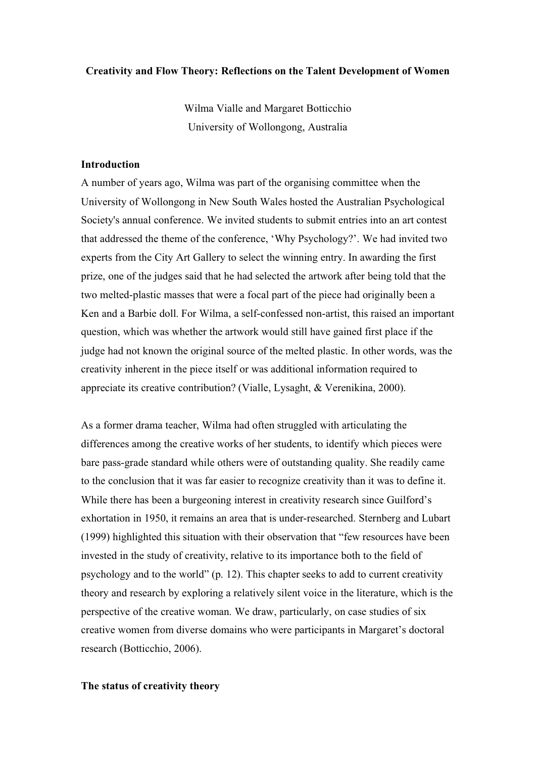**Creativity and Flow Theory: Reflections on the Talent Development of Women**

Wilma Vialle and Margaret Botticchio
University of Wollongong, Australia

## Introduction

A number of years ago, Wilma was part of the organising committee when the University of Wollongong in New South Wales hosted the Australian Psychological Society's annual conference. We invited students to submit entries into an art contest that addressed the theme of the conference, 'Why Psychology?'. We had invited two experts from the City Art Gallery to select the winning entry. In awarding the first prize, one of the judges said that he had selected the artwork after being told that the two melted-plastic masses that were a focal part of the piece had originally been a Ken and a Barbie doll. For Wilma, a self-confessed non-artist, this raised an important question, which was whether the artwork would still have gained first place if the judge had not known the original source of the melted plastic. In other words, was the creativity inherent in the piece itself or was additional information required to appreciate its creative contribution? (Vialle, Lysaght, & Verenikina, 2000).

As a former drama teacher, Wilma had often struggled with articulating the differences among the creative works of her students, to identify which pieces were bare pass-grade standard while others were of outstanding quality. She readily came to the conclusion that it was far easier to recognize creativity than it was to define it. While there has been a burgeoning interest in creativity research since Guilford's exhortation in 1950, it remains an area that is under-researched. Sternberg and Lubart (1999) highlighted this situation with their observation that "few resources have been invested in the study of creativity, relative to its importance both to the field of psychology and to the world" (p. 12). This chapter seeks to add to current creativity theory and research by exploring a relatively silent voice in the literature, which is the perspective of the creative woman. We draw, particularly, on case studies of six creative women from diverse domains who were participants in Margaret's doctoral research (Botticchio, 2006).

## The status of creativity theory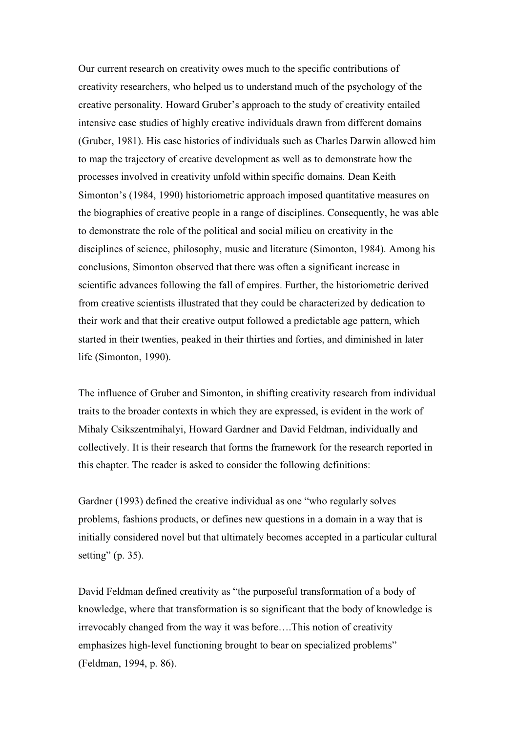Our current research on creativity owes much to the specific contributions of creativity researchers, who helped us to understand much of the psychology of the creative personality. Howard Gruber's approach to the study of creativity entailed intensive case studies of highly creative individuals drawn from different domains (Gruber, 1981). His case histories of individuals such as Charles Darwin allowed him to map the trajectory of creative development as well as to demonstrate how the processes involved in creativity unfold within specific domains. Dean Keith Simonton's (1984, 1990) historiometric approach imposed quantitative measures on the biographies of creative people in a range of disciplines. Consequently, he was able to demonstrate the role of the political and social milieu on creativity in the disciplines of science, philosophy, music and literature (Simonton, 1984). Among his conclusions, Simonton observed that there was often a significant increase in scientific advances following the fall of empires. Further, the historiometric derived from creative scientists illustrated that they could be characterized by dedication to their work and that their creative output followed a predictable age pattern, which started in their twenties, peaked in their thirties and forties, and diminished in later life (Simonton, 1990).

The influence of Gruber and Simonton, in shifting creativity research from individual traits to the broader contexts in which they are expressed, is evident in the work of Mihaly Csikszentmihalyi, Howard Gardner and David Feldman, individually and collectively. It is their research that forms the framework for the research reported in this chapter. The reader is asked to consider the following definitions:

Gardner (1993) defined the creative individual as one "who regularly solves problems, fashions products, or defines new questions in a domain in a way that is initially considered novel but that ultimately becomes accepted in a particular cultural setting" (p. 35).

David Feldman defined creativity as "the purposeful transformation of a body of knowledge, where that transformation is so significant that the body of knowledge is irrevocably changed from the way it was before….This notion of creativity emphasizes high-level functioning brought to bear on specialized problems" (Feldman, 1994, p. 86).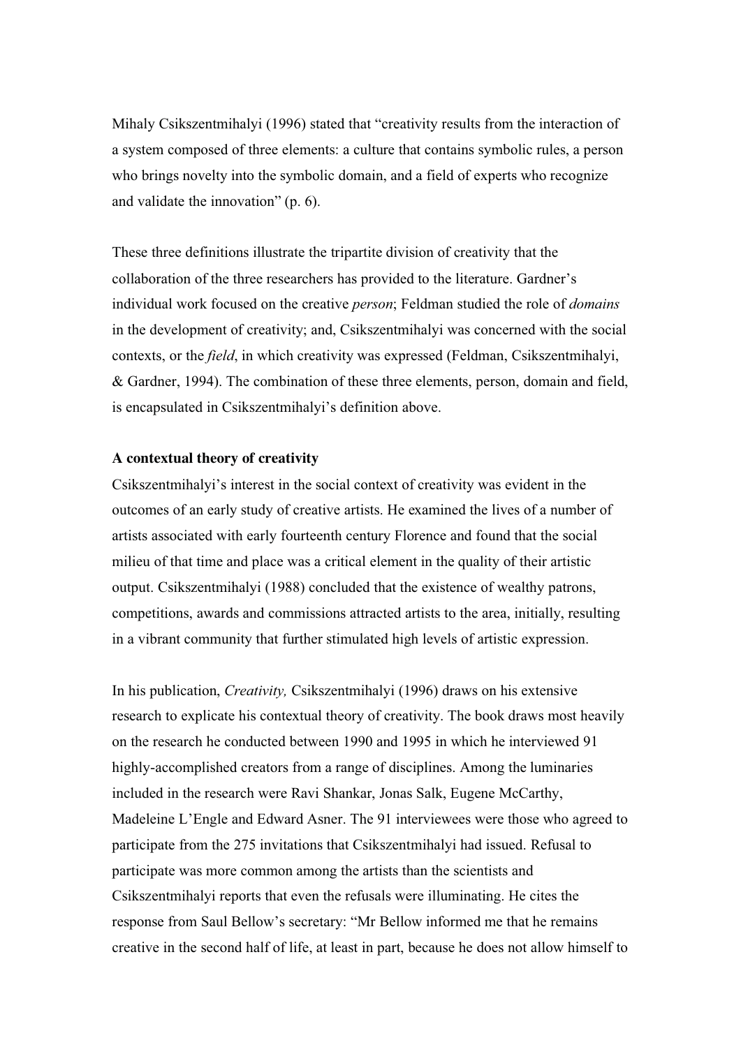Mihaly Csikszentmihalyi (1996) stated that "creativity results from the interaction of a system composed of three elements: a culture that contains symbolic rules, a person who brings novelty into the symbolic domain, and a field of experts who recognize and validate the innovation" (p. 6).

These three definitions illustrate the tripartite division of creativity that the collaboration of the three researchers has provided to the literature. Gardner's individual work focused on the creative *person*; Feldman studied the role of *domains* in the development of creativity; and, Csikszentmihalyi was concerned with the social contexts, or the *field*, in which creativity was expressed (Feldman, Csikszentmihalyi, & Gardner, 1994). The combination of these three elements, person, domain and field, is encapsulated in Csikszentmihalyi's definition above.

**A contextual theory of creativity**

Csikszentmihalyi's interest in the social context of creativity was evident in the outcomes of an early study of creative artists. He examined the lives of a number of artists associated with early fourteenth century Florence and found that the social milieu of that time and place was a critical element in the quality of their artistic output. Csikszentmihalyi (1988) concluded that the existence of wealthy patrons, competitions, awards and commissions attracted artists to the area, initially, resulting in a vibrant community that further stimulated high levels of artistic expression.

In his publication, *Creativity,* Csikszentmihalyi (1996) draws on his extensive research to explicate his contextual theory of creativity. The book draws most heavily on the research he conducted between 1990 and 1995 in which he interviewed 91 highly-accomplished creators from a range of disciplines. Among the luminaries included in the research were Ravi Shankar, Jonas Salk, Eugene McCarthy, Madeleine L'Engle and Edward Asner. The 91 interviewees were those who agreed to participate from the 275 invitations that Csikszentmihalyi had issued. Refusal to participate was more common among the artists than the scientists and Csikszentmihalyi reports that even the refusals were illuminating. He cites the response from Saul Bellow's secretary: "Mr Bellow informed me that he remains creative in the second half of life, at least in part, because he does not allow himself to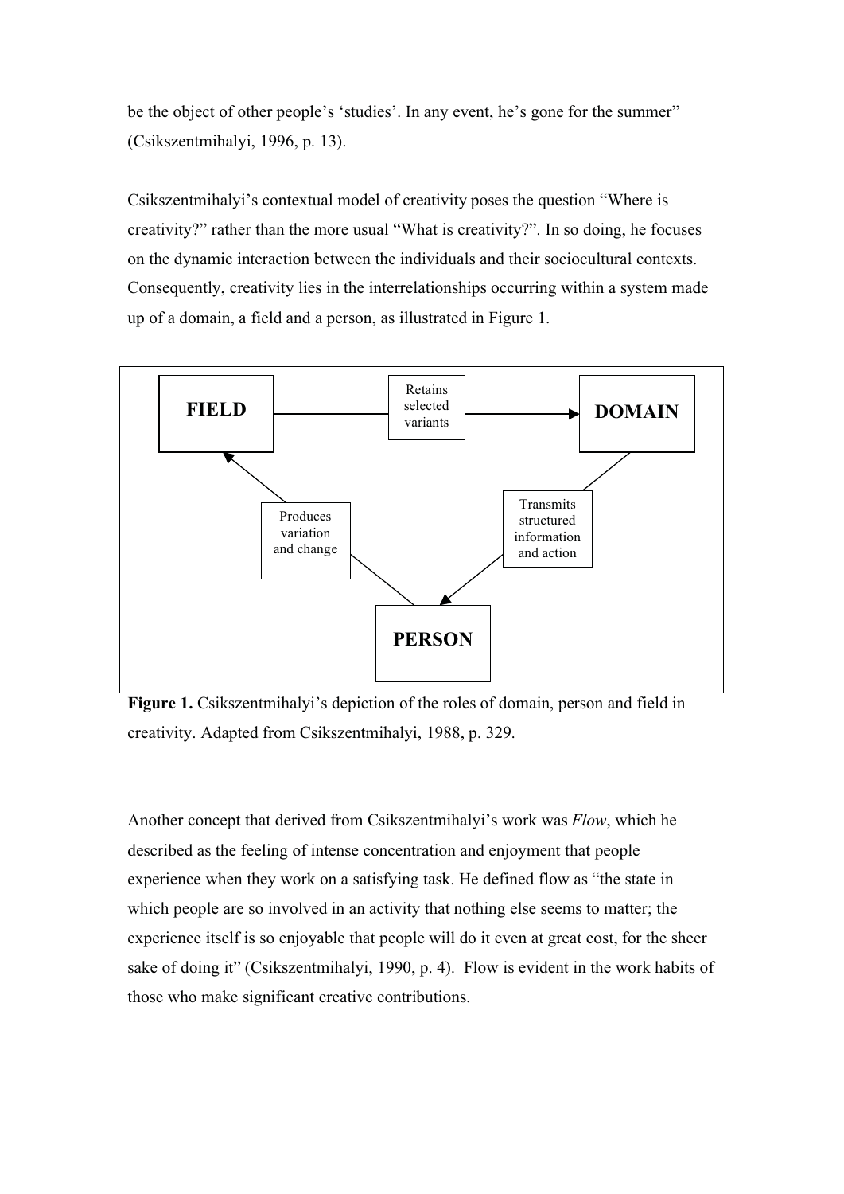be the object of other people's 'studies'. In any event, he's gone for the summer" (Csikszentmihalyi, 1996, p. 13).

Csikszentmihalyi's contextual model of creativity poses the question "Where is creativity?" rather than the more usual "What is creativity?". In so doing, he focuses on the dynamic interaction between the individuals and their sociocultural contexts. Consequently, creativity lies in the interrelationships occurring within a system made up of a domain, a field and a person, as illustrated in Figure 1.

FIELD → Retains selected variants → DOMAIN

DOMAIN → Transmits structured information and action → PERSON

PERSON → Produces variation and change → FIELD

**Figure 1.** Csikszentmihalyi's depiction of the roles of domain, person and field in creativity. Adapted from Csikszentmihalyi, 1988, p. 329.

Another concept that derived from Csikszentmihalyi's work was *Flow*, which he described as the feeling of intense concentration and enjoyment that people experience when they work on a satisfying task. He defined flow as "the state in which people are so involved in an activity that nothing else seems to matter; the experience itself is so enjoyable that people will do it even at great cost, for the sheer sake of doing it" (Csikszentmihalyi, 1990, p. 4). Flow is evident in the work habits of those who make significant creative contributions.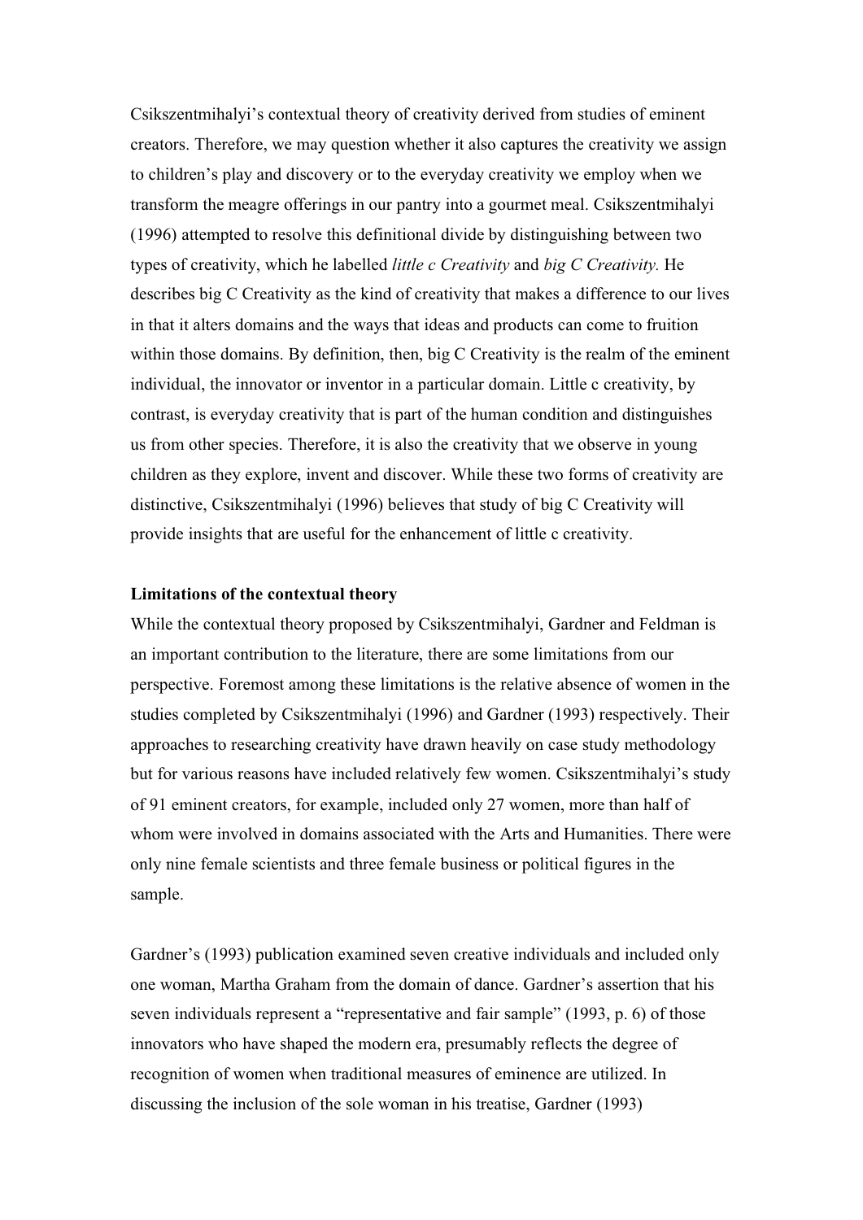Csikszentmihalyi's contextual theory of creativity derived from studies of eminent creators. Therefore, we may question whether it also captures the creativity we assign to children's play and discovery or to the everyday creativity we employ when we transform the meagre offerings in our pantry into a gourmet meal. Csikszentmihalyi (1996) attempted to resolve this definitional divide by distinguishing between two types of creativity, which he labelled *little c Creativity* and *big C Creativity.* He describes big C Creativity as the kind of creativity that makes a difference to our lives in that it alters domains and the ways that ideas and products can come to fruition within those domains. By definition, then, big C Creativity is the realm of the eminent individual, the innovator or inventor in a particular domain. Little c creativity, by contrast, is everyday creativity that is part of the human condition and distinguishes us from other species. Therefore, it is also the creativity that we observe in young children as they explore, invent and discover. While these two forms of creativity are distinctive, Csikszentmihalyi (1996) believes that study of big C Creativity will provide insights that are useful for the enhancement of little c creativity.

**Limitations of the contextual theory**

While the contextual theory proposed by Csikszentmihalyi, Gardner and Feldman is an important contribution to the literature, there are some limitations from our perspective. Foremost among these limitations is the relative absence of women in the studies completed by Csikszentmihalyi (1996) and Gardner (1993) respectively. Their approaches to researching creativity have drawn heavily on case study methodology but for various reasons have included relatively few women. Csikszentmihalyi's study of 91 eminent creators, for example, included only 27 women, more than half of whom were involved in domains associated with the Arts and Humanities. There were only nine female scientists and three female business or political figures in the sample.

Gardner's (1993) publication examined seven creative individuals and included only one woman, Martha Graham from the domain of dance. Gardner's assertion that his seven individuals represent a "representative and fair sample" (1993, p. 6) of those innovators who have shaped the modern era, presumably reflects the degree of recognition of women when traditional measures of eminence are utilized. In discussing the inclusion of the sole woman in his treatise, Gardner (1993)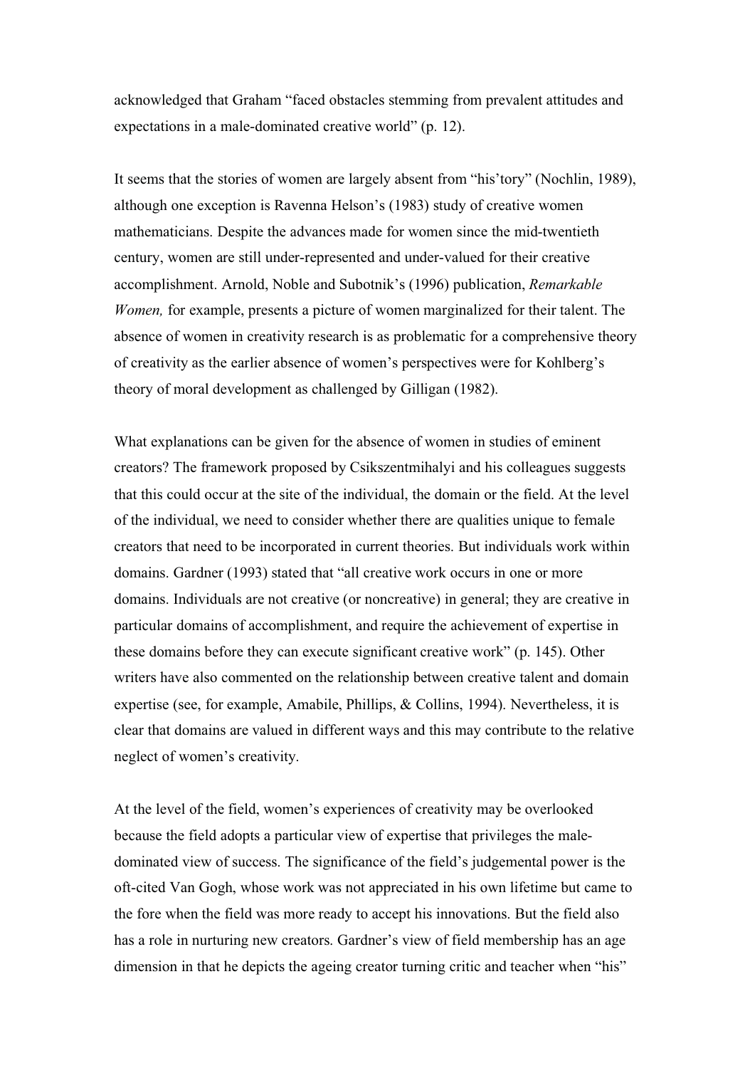acknowledged that Graham "faced obstacles stemming from prevalent attitudes and expectations in a male-dominated creative world" (p. 12).

It seems that the stories of women are largely absent from "his'tory" (Nochlin, 1989), although one exception is Ravenna Helson's (1983) study of creative women mathematicians. Despite the advances made for women since the mid-twentieth century, women are still under-represented and under-valued for their creative accomplishment. Arnold, Noble and Subotnik's (1996) publication, *Remarkable Women,* for example, presents a picture of women marginalized for their talent. The absence of women in creativity research is as problematic for a comprehensive theory of creativity as the earlier absence of women's perspectives were for Kohlberg's theory of moral development as challenged by Gilligan (1982).

What explanations can be given for the absence of women in studies of eminent creators? The framework proposed by Csikszentmihalyi and his colleagues suggests that this could occur at the site of the individual, the domain or the field. At the level of the individual, we need to consider whether there are qualities unique to female creators that need to be incorporated in current theories. But individuals work within domains. Gardner (1993) stated that "all creative work occurs in one or more domains. Individuals are not creative (or noncreative) in general; they are creative in particular domains of accomplishment, and require the achievement of expertise in these domains before they can execute significant creative work" (p. 145). Other writers have also commented on the relationship between creative talent and domain expertise (see, for example, Amabile, Phillips, & Collins, 1994). Nevertheless, it is clear that domains are valued in different ways and this may contribute to the relative neglect of women's creativity.

At the level of the field, women's experiences of creativity may be overlooked because the field adopts a particular view of expertise that privileges the male-dominated view of success. The significance of the field's judgemental power is the oft-cited Van Gogh, whose work was not appreciated in his own lifetime but came to the fore when the field was more ready to accept his innovations. But the field also has a role in nurturing new creators. Gardner's view of field membership has an age dimension in that he depicts the ageing creator turning critic and teacher when "his"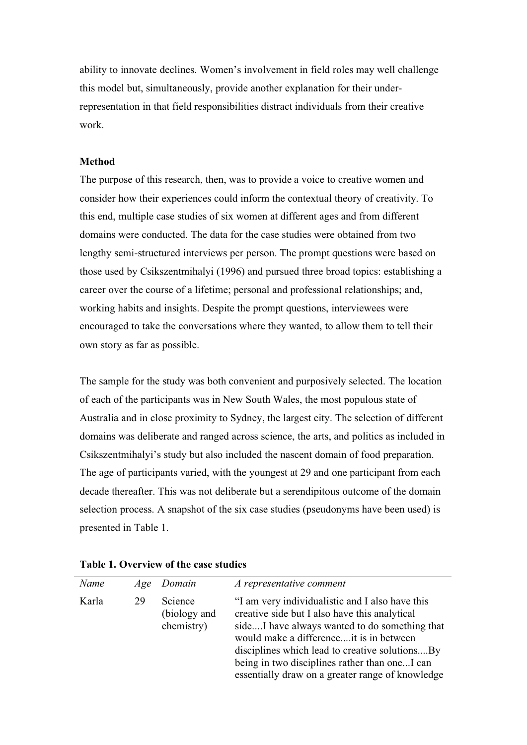ability to innovate declines. Women's involvement in field roles may well challenge this model but, simultaneously, provide another explanation for their under-representation in that field responsibilities distract individuals from their creative work.

**Method**

The purpose of this research, then, was to provide a voice to creative women and consider how their experiences could inform the contextual theory of creativity. To this end, multiple case studies of six women at different ages and from different domains were conducted. The data for the case studies were obtained from two lengthy semi-structured interviews per person. The prompt questions were based on those used by Csikszentmihalyi (1996) and pursued three broad topics: establishing a career over the course of a lifetime; personal and professional relationships; and, working habits and insights. Despite the prompt questions, interviewees were encouraged to take the conversations where they wanted, to allow them to tell their own story as far as possible.

The sample for the study was both convenient and purposively selected. The location of each of the participants was in New South Wales, the most populous state of Australia and in close proximity to Sydney, the largest city. The selection of different domains was deliberate and ranged across science, the arts, and politics as included in Csikszentmihalyi's study but also included the nascent domain of food preparation. The age of participants varied, with the youngest at 29 and one participant from each decade thereafter. This was not deliberate but a serendipitous outcome of the domain selection process. A snapshot of the six case studies (pseudonyms have been used) is presented in Table 1.

**Table 1. Overview of the case studies**

| *Name* | *Age* | *Domain* | *A representative comment* |
|---|---|---|---|
| Karla | 29 | Science (biology and chemistry) | "I am very individualistic and I also have this creative side but I also have this analytical side....I have always wanted to do something that would make a difference....it is in between disciplines which lead to creative solutions....By being in two disciplines rather than one...I can essentially draw on a greater range of knowledge |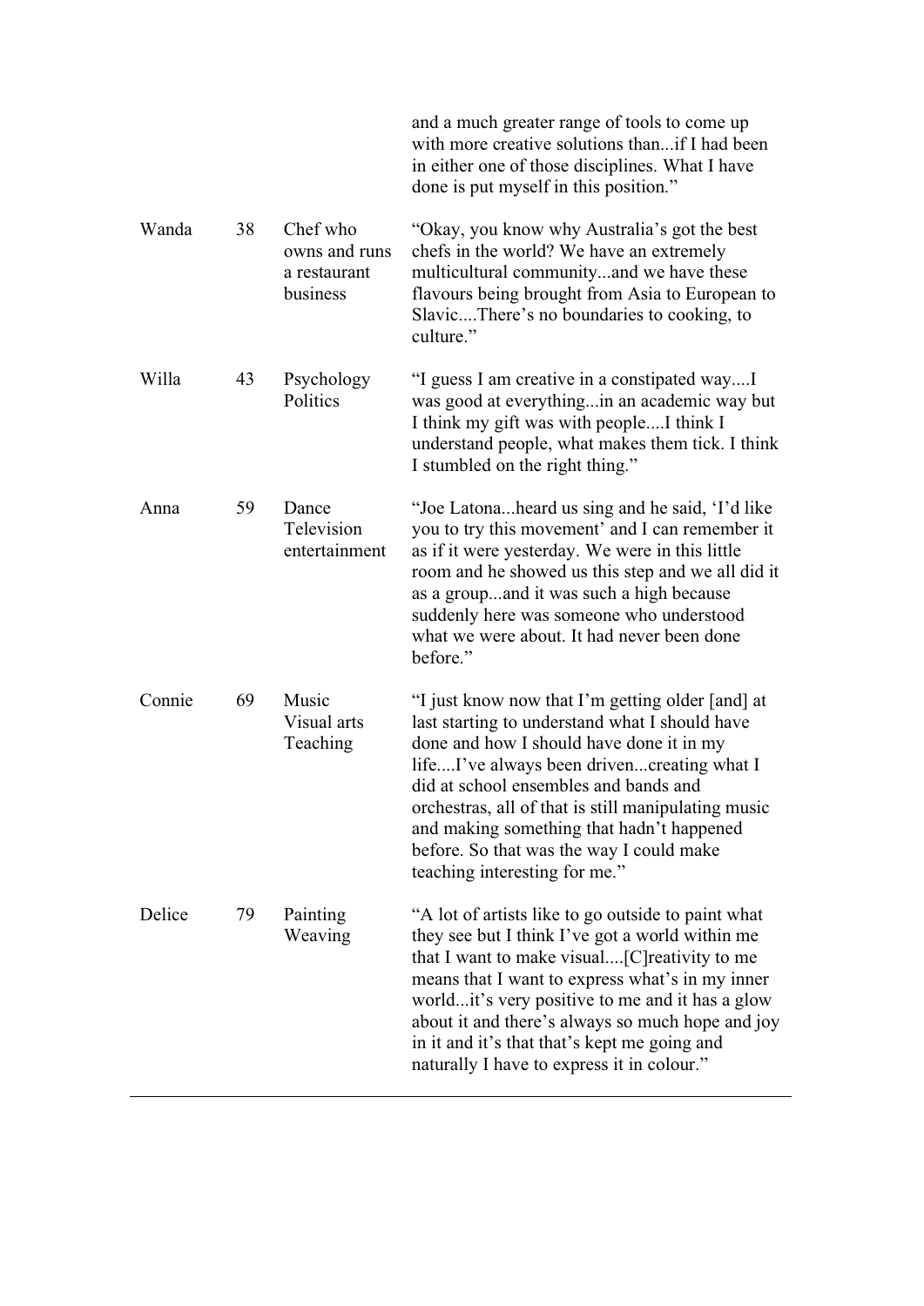| | | | |
|---|---|---|---|
| | | | and a much greater range of tools to come up with more creative solutions than...if I had been in either one of those disciplines. What I have done is put myself in this position." |
| Wanda | 38 | Chef who owns and runs a restaurant business | "Okay, you know why Australia's got the best chefs in the world? We have an extremely multicultural community...and we have these flavours being brought from Asia to European to Slavic....There's no boundaries to cooking, to culture." |
| Willa | 43 | Psychology Politics | "I guess I am creative in a constipated way....I was good at everything...in an academic way but I think my gift was with people....I think I understand people, what makes them tick. I think I stumbled on the right thing." |
| Anna | 59 | Dance Television entertainment | "Joe Latona...heard us sing and he said, 'I'd like you to try this movement' and I can remember it as if it were yesterday. We were in this little room and he showed us this step and we all did it as a group...and it was such a high because suddenly here was someone who understood what we were about. It had never been done before." |
| Connie | 69 | Music Visual arts Teaching | "I just know now that I'm getting older [and] at last starting to understand what I should have done and how I should have done it in my life....I've always been driven...creating what I did at school ensembles and bands and orchestras, all of that is still manipulating music and making something that hadn't happened before. So that was the way I could make teaching interesting for me." |
| Delice | 79 | Painting Weaving | "A lot of artists like to go outside to paint what they see but I think I've got a world within me that I want to make visual....[C]reativity to me means that I want to express what's in my inner world...it's very positive to me and it has a glow about it and there's always so much hope and joy in it and it's that that's kept me going and naturally I have to express it in colour." |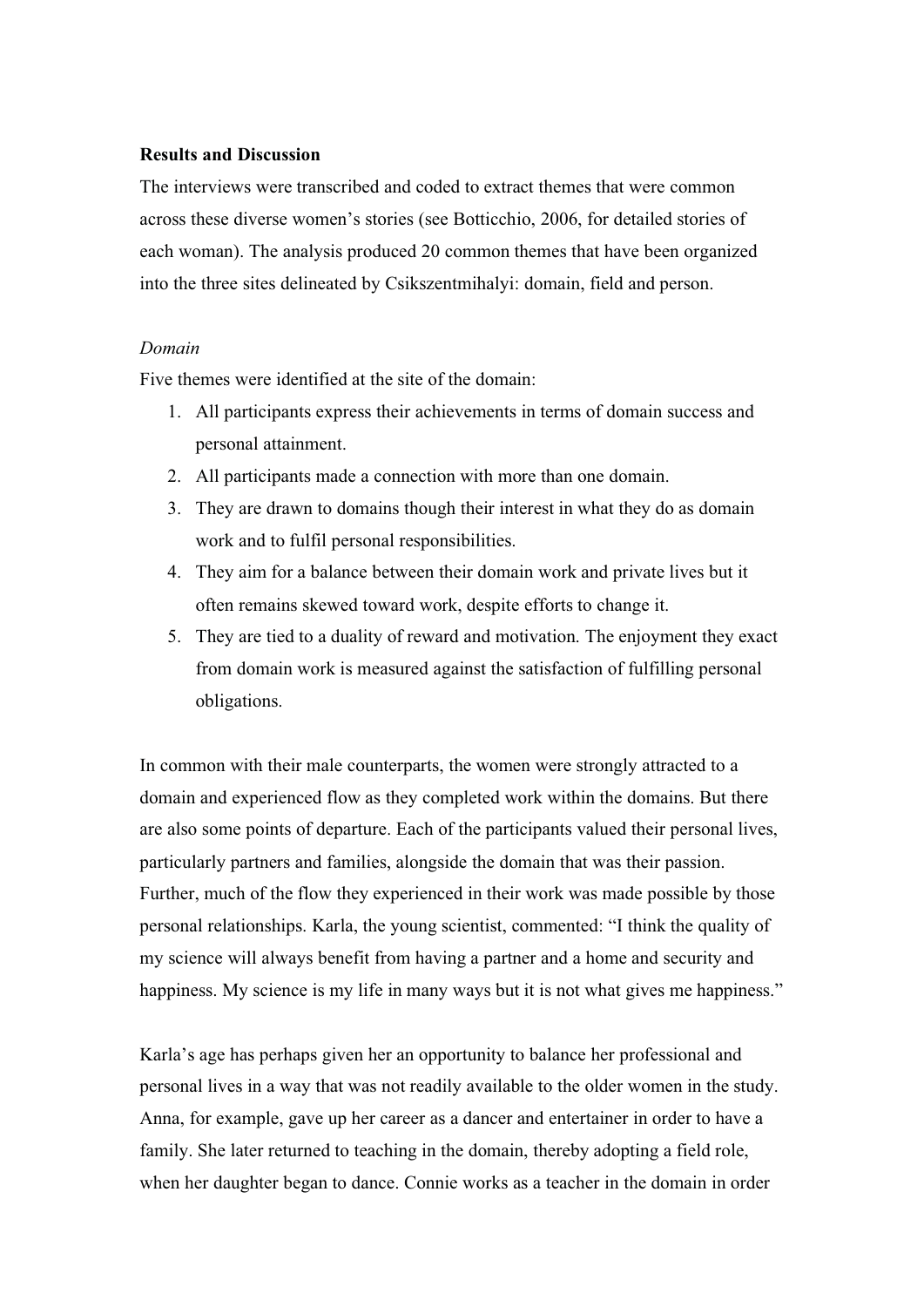**Results and Discussion**

The interviews were transcribed and coded to extract themes that were common across these diverse women's stories (see Botticchio, 2006, for detailed stories of each woman). The analysis produced 20 common themes that have been organized into the three sites delineated by Csikszentmihalyi: domain, field and person.

*Domain*

Five themes were identified at the site of the domain:

1. All participants express their achievements in terms of domain success and personal attainment.
2. All participants made a connection with more than one domain.
3. They are drawn to domains though their interest in what they do as domain work and to fulfil personal responsibilities.
4. They aim for a balance between their domain work and private lives but it often remains skewed toward work, despite efforts to change it.
5. They are tied to a duality of reward and motivation. The enjoyment they exact from domain work is measured against the satisfaction of fulfilling personal obligations.

In common with their male counterparts, the women were strongly attracted to a domain and experienced flow as they completed work within the domains. But there are also some points of departure. Each of the participants valued their personal lives, particularly partners and families, alongside the domain that was their passion. Further, much of the flow they experienced in their work was made possible by those personal relationships. Karla, the young scientist, commented: "I think the quality of my science will always benefit from having a partner and a home and security and happiness. My science is my life in many ways but it is not what gives me happiness."

Karla's age has perhaps given her an opportunity to balance her professional and personal lives in a way that was not readily available to the older women in the study. Anna, for example, gave up her career as a dancer and entertainer in order to have a family. She later returned to teaching in the domain, thereby adopting a field role, when her daughter began to dance. Connie works as a teacher in the domain in order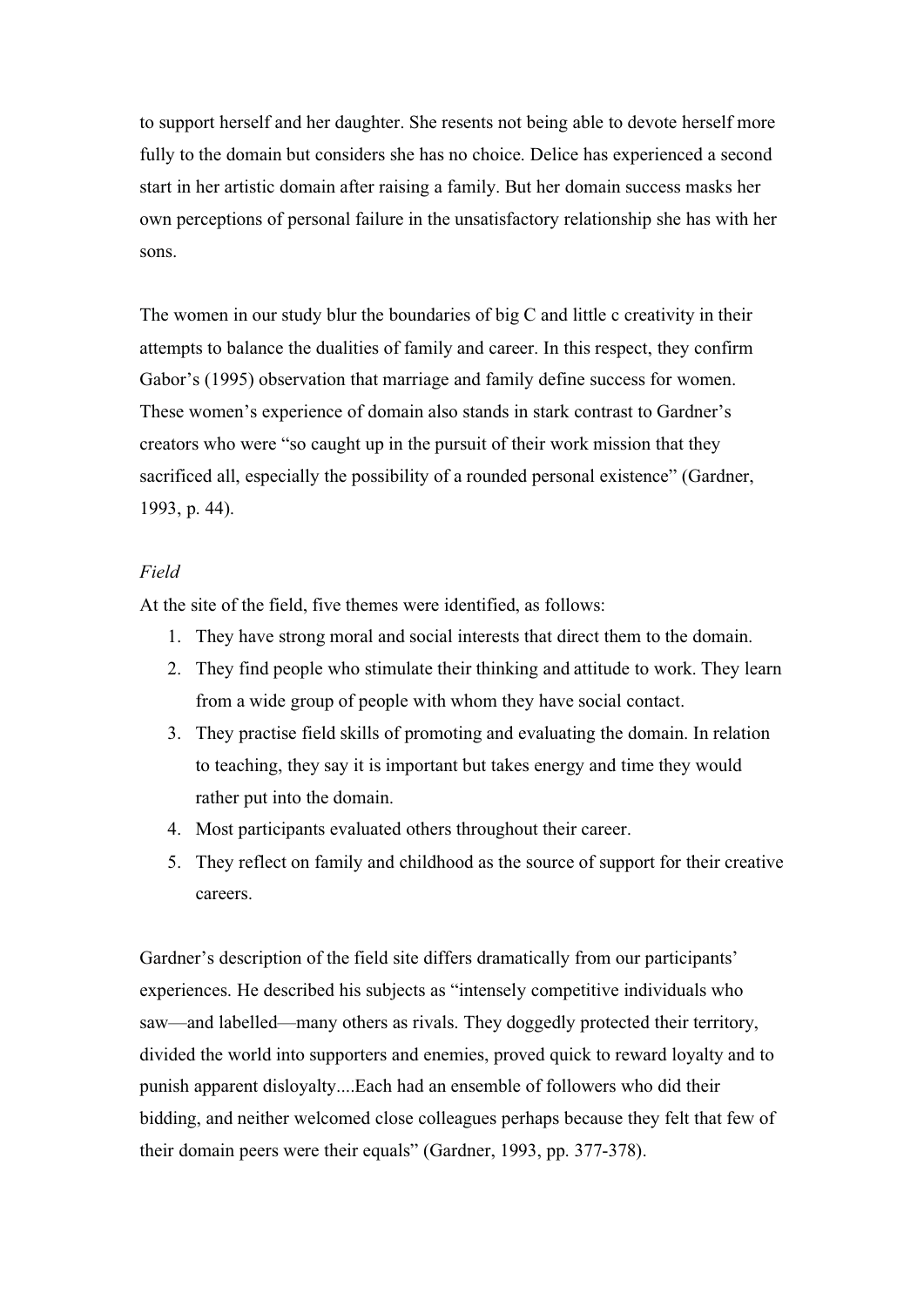to support herself and her daughter. She resents not being able to devote herself more fully to the domain but considers she has no choice. Delice has experienced a second start in her artistic domain after raising a family. But her domain success masks her own perceptions of personal failure in the unsatisfactory relationship she has with her sons.

The women in our study blur the boundaries of big C and little c creativity in their attempts to balance the dualities of family and career. In this respect, they confirm Gabor's (1995) observation that marriage and family define success for women. These women's experience of domain also stands in stark contrast to Gardner's creators who were "so caught up in the pursuit of their work mission that they sacrificed all, especially the possibility of a rounded personal existence" (Gardner, 1993, p. 44).

*Field*

At the site of the field, five themes were identified, as follows:

1. They have strong moral and social interests that direct them to the domain.
2. They find people who stimulate their thinking and attitude to work. They learn from a wide group of people with whom they have social contact.
3. They practise field skills of promoting and evaluating the domain. In relation to teaching, they say it is important but takes energy and time they would rather put into the domain.
4. Most participants evaluated others throughout their career.
5. They reflect on family and childhood as the source of support for their creative careers.

Gardner's description of the field site differs dramatically from our participants' experiences. He described his subjects as "intensely competitive individuals who saw—and labelled—many others as rivals. They doggedly protected their territory, divided the world into supporters and enemies, proved quick to reward loyalty and to punish apparent disloyalty....Each had an ensemble of followers who did their bidding, and neither welcomed close colleagues perhaps because they felt that few of their domain peers were their equals" (Gardner, 1993, pp. 377-378).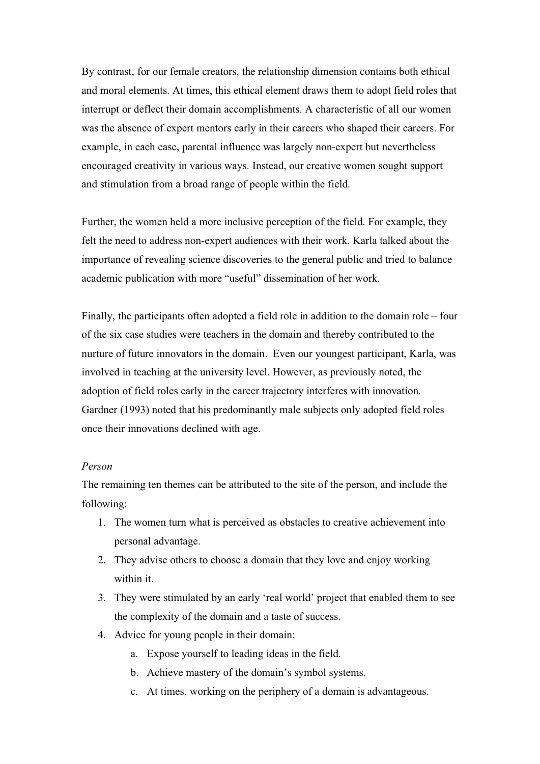By contrast, for our female creators, the relationship dimension contains both ethical and moral elements. At times, this ethical element draws them to adopt field roles that interrupt or deflect their domain accomplishments. A characteristic of all our women was the absence of expert mentors early in their careers who shaped their careers. For example, in each case, parental influence was largely non-expert but nevertheless encouraged creativity in various ways. Instead, our creative women sought support and stimulation from a broad range of people within the field.

Further, the women held a more inclusive perception of the field. For example, they felt the need to address non-expert audiences with their work. Karla talked about the importance of revealing science discoveries to the general public and tried to balance academic publication with more "useful" dissemination of her work.

Finally, the participants often adopted a field role in addition to the domain role – four of the six case studies were teachers in the domain and thereby contributed to the nurture of future innovators in the domain. Even our youngest participant, Karla, was involved in teaching at the university level. However, as previously noted, the adoption of field roles early in the career trajectory interferes with innovation. Gardner (1993) noted that his predominantly male subjects only adopted field roles once their innovations declined with age.

*Person*

The remaining ten themes can be attributed to the site of the person, and include the following:

1. The women turn what is perceived as obstacles to creative achievement into personal advantage.
2. They advise others to choose a domain that they love and enjoy working within it.
3. They were stimulated by an early 'real world' project that enabled them to see the complexity of the domain and a taste of success.
4. Advice for young people in their domain:
    a. Expose yourself to leading ideas in the field.
    b. Achieve mastery of the domain's symbol systems.
    c. At times, working on the periphery of a domain is advantageous.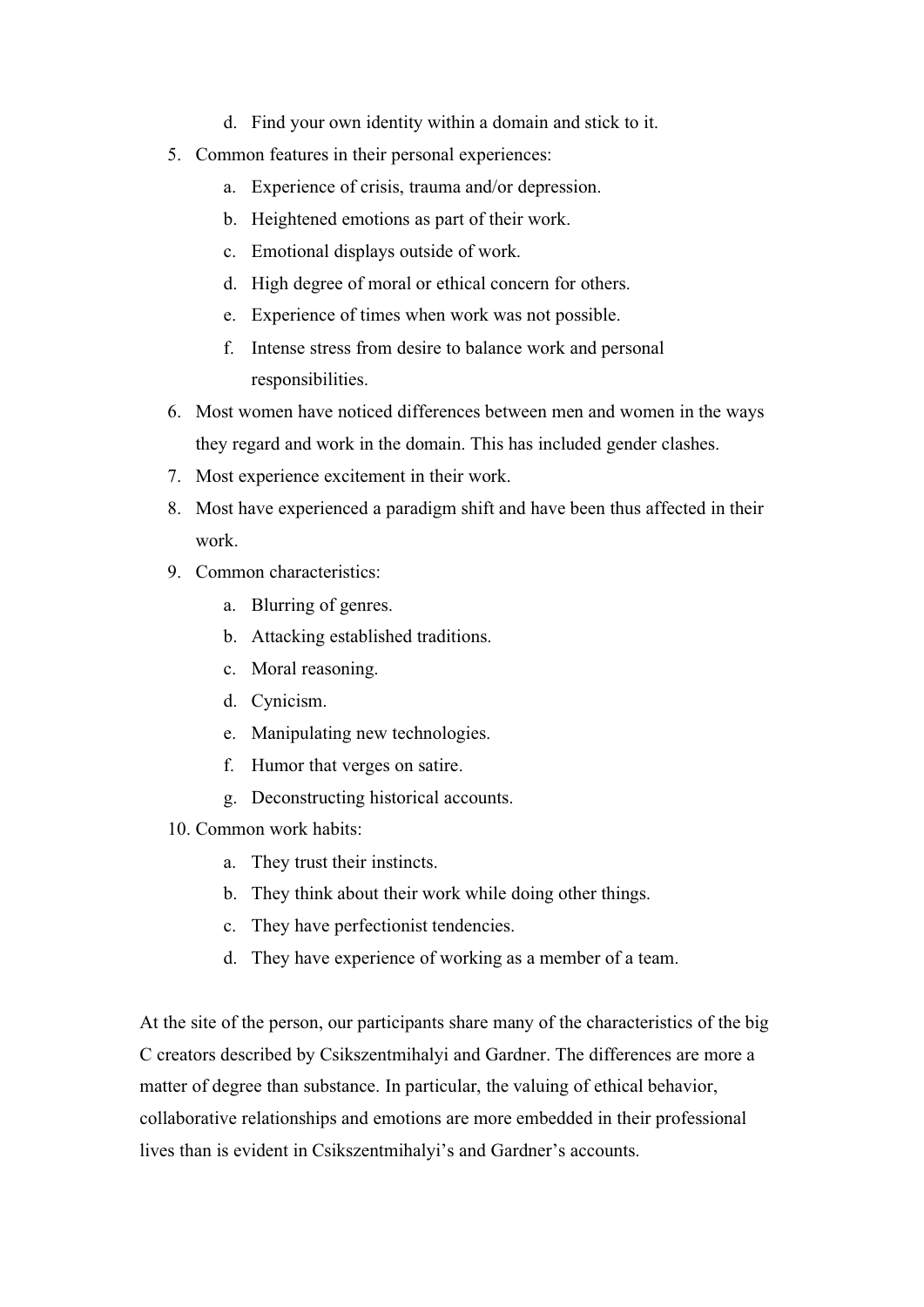d. Find your own identity within a domain and stick to it.

5. Common features in their personal experiences:
   a. Experience of crisis, trauma and/or depression.
   b. Heightened emotions as part of their work.
   c. Emotional displays outside of work.
   d. High degree of moral or ethical concern for others.
   e. Experience of times when work was not possible.
   f. Intense stress from desire to balance work and personal responsibilities.
6. Most women have noticed differences between men and women in the ways they regard and work in the domain. This has included gender clashes.
7. Most experience excitement in their work.
8. Most have experienced a paradigm shift and have been thus affected in their work.
9. Common characteristics:
   a. Blurring of genres.
   b. Attacking established traditions.
   c. Moral reasoning.
   d. Cynicism.
   e. Manipulating new technologies.
   f. Humor that verges on satire.
   g. Deconstructing historical accounts.
10. Common work habits:
    a. They trust their instincts.
    b. They think about their work while doing other things.
    c. They have perfectionist tendencies.
    d. They have experience of working as a member of a team.

At the site of the person, our participants share many of the characteristics of the big C creators described by Csikszentmihalyi and Gardner. The differences are more a matter of degree than substance. In particular, the valuing of ethical behavior, collaborative relationships and emotions are more embedded in their professional lives than is evident in Csikszentmihalyi's and Gardner's accounts.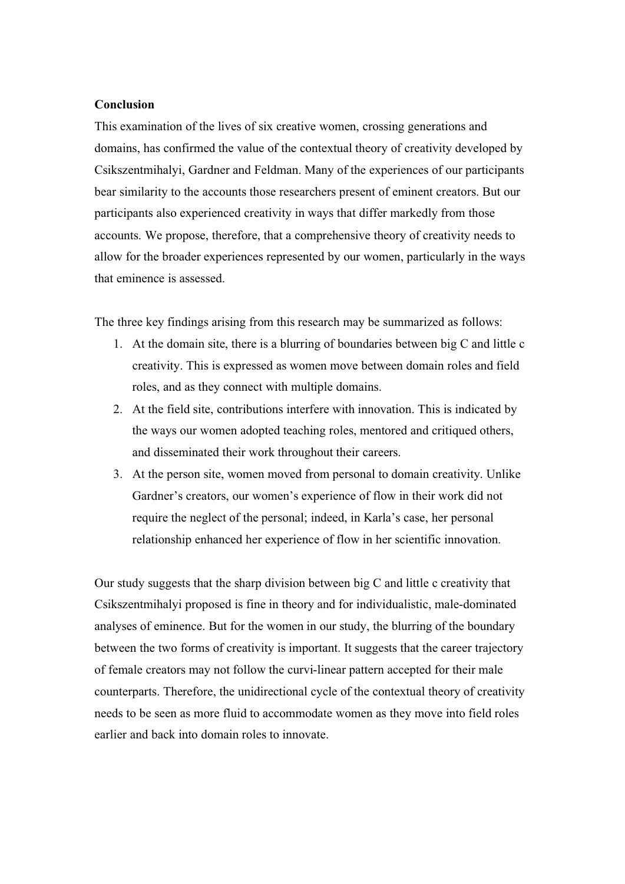**Conclusion**

This examination of the lives of six creative women, crossing generations and domains, has confirmed the value of the contextual theory of creativity developed by Csikszentmihalyi, Gardner and Feldman. Many of the experiences of our participants bear similarity to the accounts those researchers present of eminent creators. But our participants also experienced creativity in ways that differ markedly from those accounts. We propose, therefore, that a comprehensive theory of creativity needs to allow for the broader experiences represented by our women, particularly in the ways that eminence is assessed.

The three key findings arising from this research may be summarized as follows:

1. At the domain site, there is a blurring of boundaries between big C and little c creativity. This is expressed as women move between domain roles and field roles, and as they connect with multiple domains.
2. At the field site, contributions interfere with innovation. This is indicated by the ways our women adopted teaching roles, mentored and critiqued others, and disseminated their work throughout their careers.
3. At the person site, women moved from personal to domain creativity. Unlike Gardner's creators, our women's experience of flow in their work did not require the neglect of the personal; indeed, in Karla's case, her personal relationship enhanced her experience of flow in her scientific innovation.

Our study suggests that the sharp division between big C and little c creativity that Csikszentmihalyi proposed is fine in theory and for individualistic, male-dominated analyses of eminence. But for the women in our study, the blurring of the boundary between the two forms of creativity is important. It suggests that the career trajectory of female creators may not follow the curvi-linear pattern accepted for their male counterparts. Therefore, the unidirectional cycle of the contextual theory of creativity needs to be seen as more fluid to accommodate women as they move into field roles earlier and back into domain roles to innovate.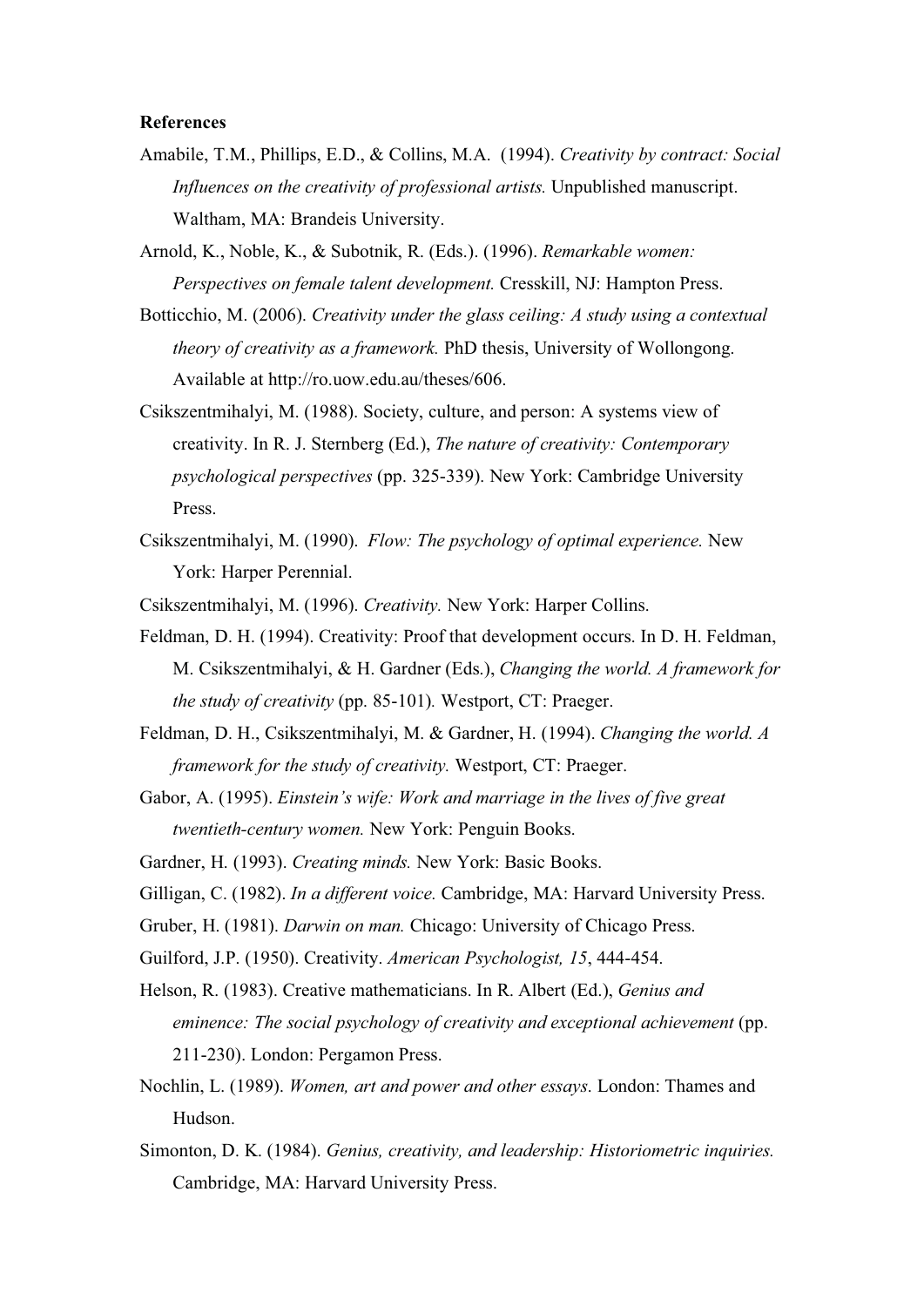**References**

Amabile, T.M., Phillips, E.D., & Collins, M.A. (1994). *Creativity by contract: Social Influences on the creativity of professional artists.* Unpublished manuscript. Waltham, MA: Brandeis University.

Arnold, K., Noble, K., & Subotnik, R. (Eds.). (1996). *Remarkable women: Perspectives on female talent development.* Cresskill, NJ: Hampton Press.

Botticchio, M. (2006). *Creativity under the glass ceiling: A study using a contextual theory of creativity as a framework.* PhD thesis, University of Wollongong. Available at http://ro.uow.edu.au/theses/606.

Csikszentmihalyi, M. (1988). Society, culture, and person: A systems view of creativity. In R. J. Sternberg (Ed.), *The nature of creativity: Contemporary psychological perspectives* (pp. 325-339). New York: Cambridge University Press.

Csikszentmihalyi, M. (1990). *Flow: The psychology of optimal experience.* New York: Harper Perennial.

Csikszentmihalyi, M. (1996). *Creativity.* New York: Harper Collins.

Feldman, D. H. (1994). Creativity: Proof that development occurs. In D. H. Feldman, M. Csikszentmihalyi, & H. Gardner (Eds.), *Changing the world. A framework for the study of creativity* (pp. 85-101). Westport, CT: Praeger.

Feldman, D. H., Csikszentmihalyi, M. & Gardner, H. (1994). *Changing the world. A framework for the study of creativity.* Westport, CT: Praeger.

Gabor, A. (1995). *Einstein's wife: Work and marriage in the lives of five great twentieth-century women.* New York: Penguin Books.

Gardner, H. (1993). *Creating minds.* New York: Basic Books.

Gilligan, C. (1982). *In a different voice.* Cambridge, MA: Harvard University Press.

Gruber, H. (1981). *Darwin on man.* Chicago: University of Chicago Press.

Guilford, J.P. (1950). Creativity. *American Psychologist, 15*, 444-454.

Helson, R. (1983). Creative mathematicians. In R. Albert (Ed.), *Genius and eminence: The social psychology of creativity and exceptional achievement* (pp. 211-230). London: Pergamon Press.

Nochlin, L. (1989). *Women, art and power and other essays*. London: Thames and Hudson.

Simonton, D. K. (1984). *Genius, creativity, and leadership: Historiometric inquiries.* Cambridge, MA: Harvard University Press.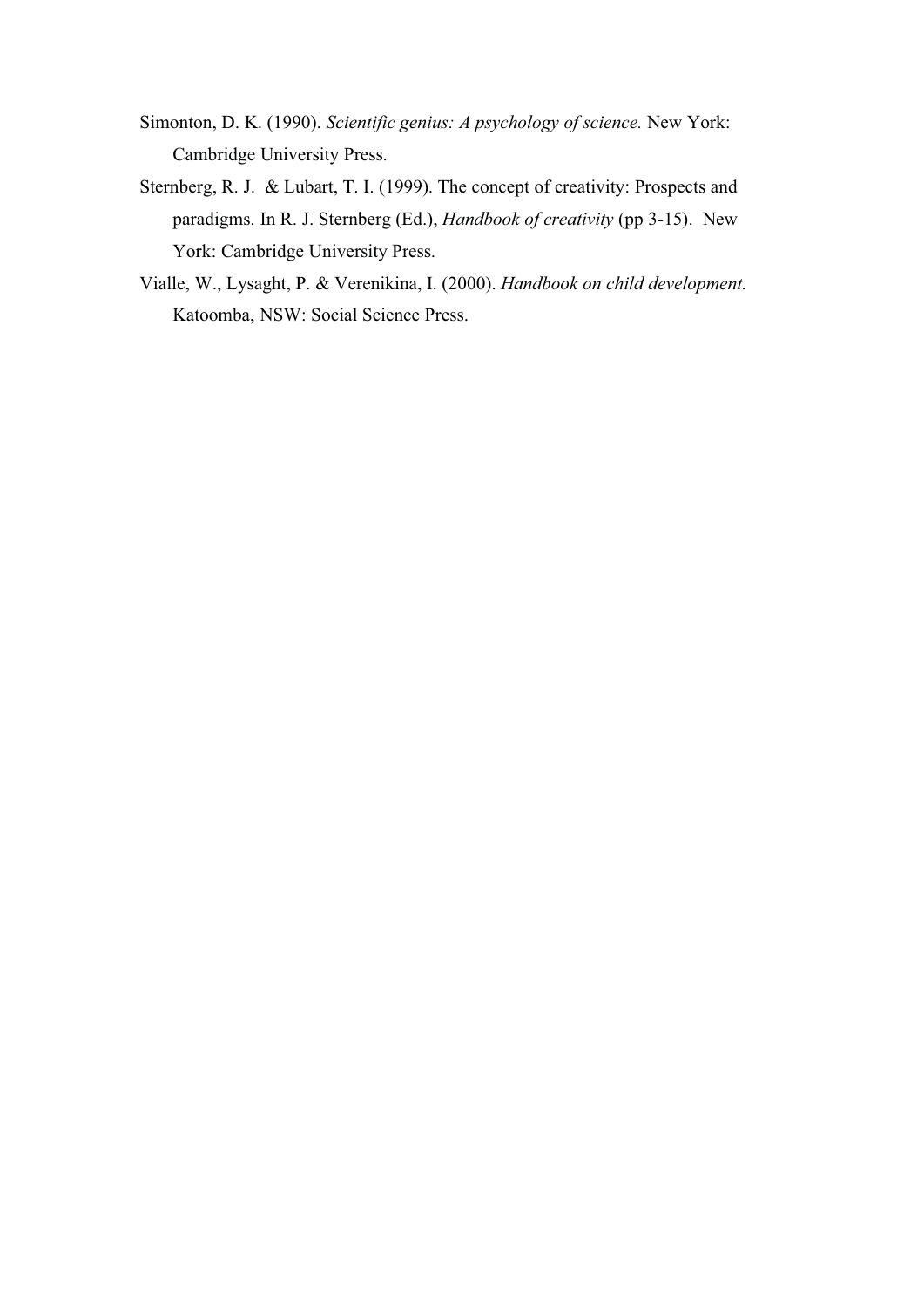Simonton, D. K. (1990). *Scientific genius: A psychology of science.* New York: Cambridge University Press.

Sternberg, R. J. & Lubart, T. I. (1999). The concept of creativity: Prospects and paradigms. In R. J. Sternberg (Ed.), *Handbook of creativity* (pp 3-15). New York: Cambridge University Press.

Vialle, W., Lysaght, P. & Verenikina, I. (2000). *Handbook on child development.* Katoomba, NSW: Social Science Press.